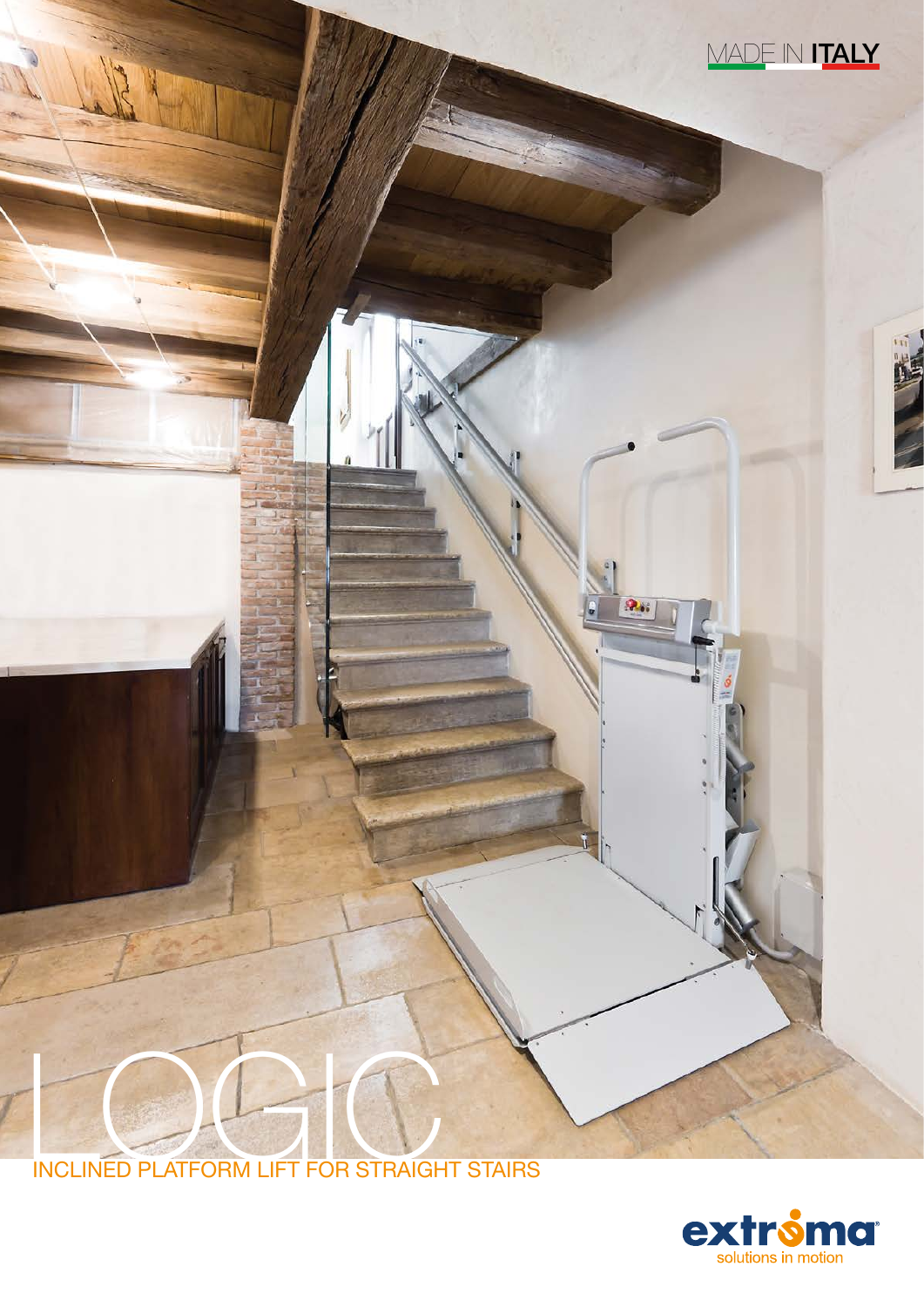MADE IN **ITALY**

# LOGIC

## INCLINED PLATFORM LIFT FOR STRAIGHT STAIRS

extroma

solutions in motion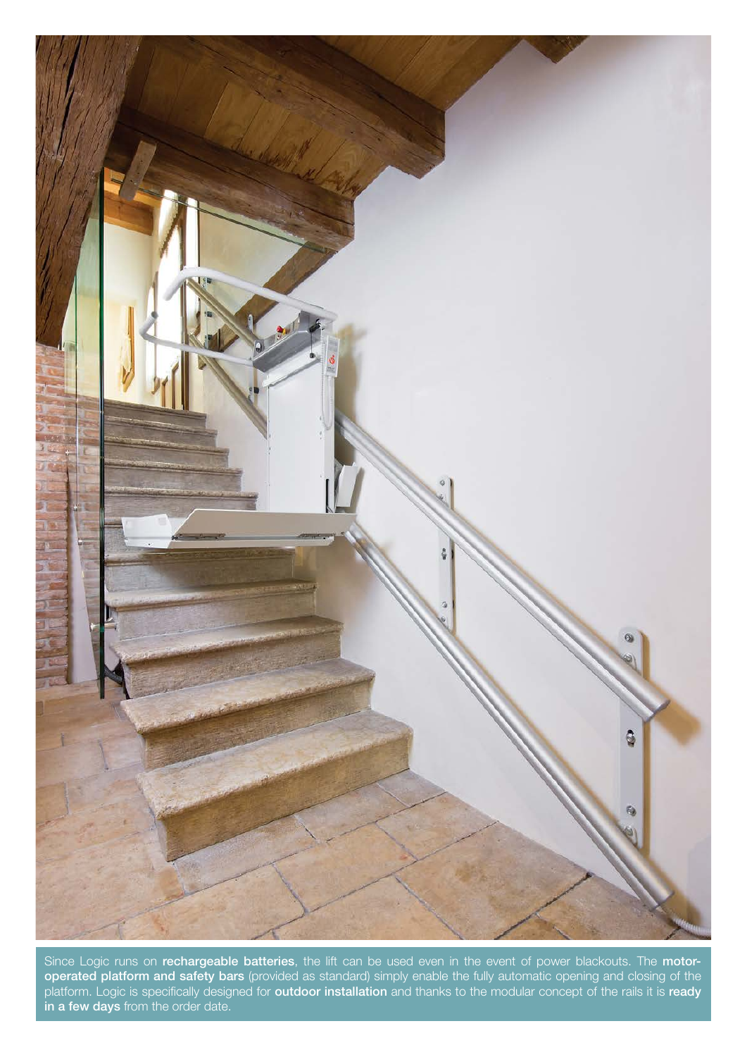Since Logic runs on **rechargeable batteries**, the lift can be used even in the event of power blackouts. The **motor-operated platform and safety bars** (provided as standard) simply enable the fully automatic opening and closing of the platform. Logic is specifically designed for **outdoor installation** and thanks to the modular concept of the rails it is **ready in a few days** from the order date.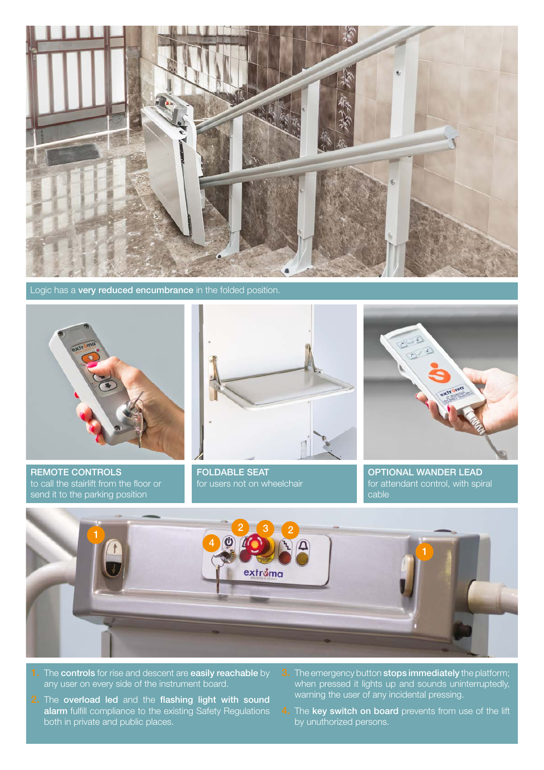Logic has a **very reduced encumbrance** in the folded position.

**REMOTE CONTROLS**
to call the stairlift from the floor or send it to the parking position

**FOLDABLE SEAT**
for users not on wheelchair

**OPTIONAL WANDER LEAD**
for attendant control, with spiral cable

1. The **controls** for rise and descent are **easily reachable** by any user on every side of the instrument board.
2. The **overload led** and the **flashing light with sound alarm** fulfill compliance to the existing Safety Regulations both in private and public places.
3. The emergency button **stops immediately** the platform; when pressed it lights up and sounds uninterruptedly, warning the user of any incidental pressing.
4. The **key switch on board** prevents from use of the lift by unauthorized persons.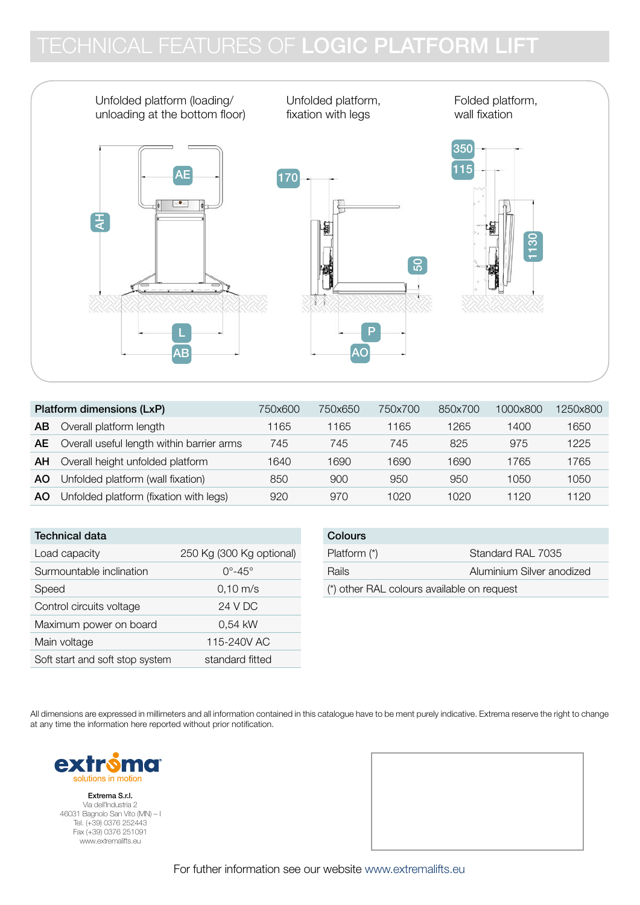# TECHNICAL FEATURES OF **LOGIC PLATFORM LIFT**

Unfolded platform (loading/ unloading at the bottom floor)

Unfolded platform, fixation with legs

Folded platform, wall fixation

AE
AH
L
AB
170
50
P
AO
350
115
1130

| Platform dimensions (LxP) | | 750x600 | 750x650 | 750x700 | 850x700 | 1000x800 | 1250x800 |
|---|---|---|---|---|---|---|---|
| **AB** | Overall platform length | 1165 | 1165 | 1165 | 1265 | 1400 | 1650 |
| **AE** | Overall useful length within barrier arms | 745 | 745 | 745 | 825 | 975 | 1225 |
| **AH** | Overall height unfolded platform | 1640 | 1690 | 1690 | 1690 | 1765 | 1765 |
| **AO** | Unfolded platform (wall fixation) | 850 | 900 | 950 | 950 | 1050 | 1050 |
| **AO** | Unfolded platform (fixation with legs) | 920 | 970 | 1020 | 1020 | 1120 | 1120 |

| Technical data | |
|---|---|
| Load capacity | 250 Kg (300 Kg optional) |
| Surmountable inclination | 0°-45° |
| Speed | 0,10 m/s |
| Control circuits voltage | 24 V DC |
| Maximum power on board | 0,54 kW |
| Main voltage | 115-240V AC |
| Soft start and soft stop system | standard fitted |

| Colours | |
|---|---|
| Platform (*) | Standard RAL 7035 |
| Rails | Aluminium Silver anodized |
| (*) other RAL colours available on request | |

All dimensions are expressed in millimeters and all information contained in this catalogue have to be ment purely indicative. Extrema reserve the right to change at any time the information here reported without prior notification.

extrema
solutions in motion

**Extrema S.r.l.**
Via dell'Industria 2
46031 Bagnolo San Vito (MN) – I
Tel. (+39) 0376 252443
Fax (+39) 0376 251091
www.extremalifts.eu

For futher information see our website www.extremalifts.eu